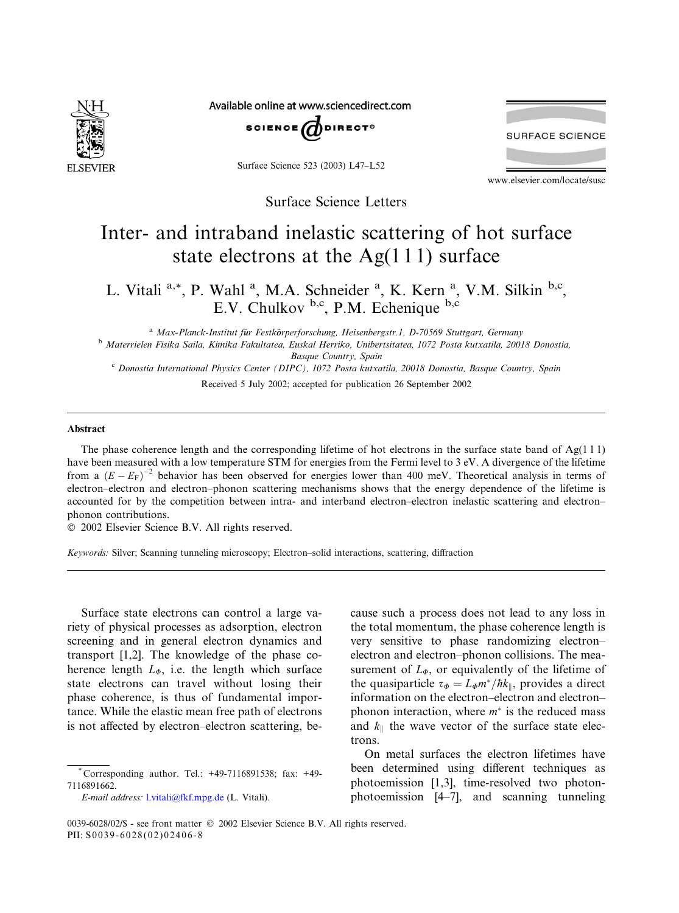Surface Science Letters

# Inter- and intraband inelastic scattering of hot surface state electrons at the Ag(1 1 1) surface

L. Vitali [a,*], P. Wahl [a], M.A. Schneider [a], K. Kern [a], V.M. Silkin [b,c], E.V. Chulkov [b,c], P.M. Echenique [b,c]

[a] Max-Planck-Institut für Festkörperforschung, Heisenbergstr.1, D-70569 Stuttgart, Germany

[b] Materrielen Fisika Saila, Kimika Fakultatea, Euskal Herriko, Unibertsitatea, 1072 Posta kutxatila, 20018 Donostia, Basque Country, Spain

[c] Donostia International Physics Center (DIPC), 1072 Posta kutxatila, 20018 Donostia, Basque Country, Spain

Received 5 July 2002; accepted for publication 26 September 2002

## Abstract

The phase coherence length and the corresponding lifetime of hot electrons in the surface state band of Ag(1 1 1) have been measured with a low temperature STM for energies from the Fermi level to 3 eV. A divergence of the lifetime from a $(E-E_F)^{-2}$ behavior has been observed for energies lower than 400 meV. Theoretical analysis in terms of electron–electron and electron–phonon scattering mechanisms shows that the energy dependence of the lifetime is accounted for by the competition between intra- and interband electron–electron inelastic scattering and electron–phonon contributions.

© 2002 Elsevier Science B.V. All rights reserved.

*Keywords:* Silver; Scanning tunneling microscopy; Electron–solid interactions, scattering, diffraction

Surface state electrons can control a large variety of physical processes as adsorption, electron screening and in general electron dynamics and transport [1,2]. The knowledge of the phase coherence length $L_\Phi$, i.e. the length which surface state electrons can travel without losing their phase coherence, is thus of fundamental importance. While the elastic mean free path of electrons is not affected by electron–electron scattering, because such a process does not lead to any loss in the total momentum, the phase coherence length is very sensitive to phase randomizing electron–electron and electron–phonon collisions. The measurement of $L_\Phi$, or equivalently of the lifetime of the quasiparticle $\tau_\Phi = L_\Phi m^*/\hbar k_\parallel$, provides a direct information on the electron–electron and electron–phonon interaction, where $m^*$ is the reduced mass and $k_\parallel$ the wave vector of the surface state electrons.

On metal surfaces the electron lifetimes have been determined using different techniques as photoemission [1,3], time-resolved two photon-photoemission [4–7], and scanning tunneling

* Corresponding author. Tel.: +49-7116891538; fax: +49-7116891662.

*E-mail address:* l.vitali@fkf.mpg.de (L. Vitali).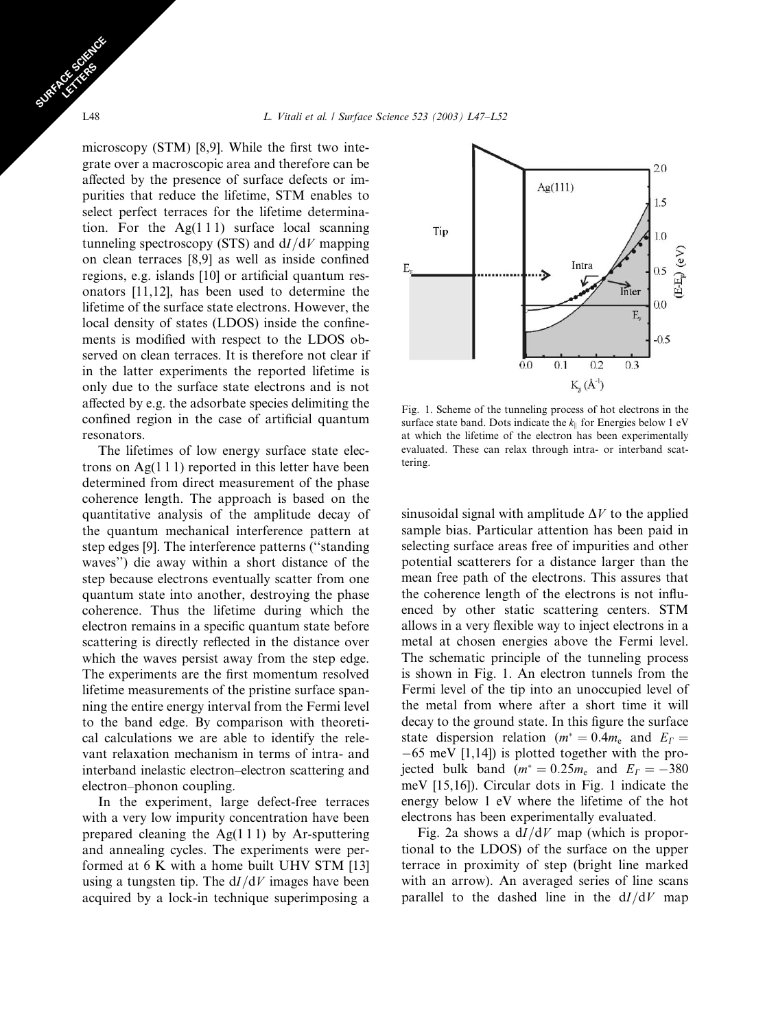microscopy (STM) [8,9]. While the first two integrate over a macroscopic area and therefore can be affected by the presence of surface defects or impurities that reduce the lifetime, STM enables to select perfect terraces for the lifetime determination. For the Ag(1 1 1) surface local scanning tunneling spectroscopy (STS) and d$I$/d$V$ mapping on clean terraces [8,9] as well as inside confined regions, e.g. islands [10] or artificial quantum resonators [11,12], has been used to determine the lifetime of the surface state electrons. However, the local density of states (LDOS) inside the confinements is modified with respect to the LDOS observed on clean terraces. It is therefore not clear if in the latter experiments the reported lifetime is only due to the surface state electrons and is not affected by e.g. the adsorbate species delimiting the confined region in the case of artificial quantum resonators.

The lifetimes of low energy surface state electrons on Ag(1 1 1) reported in this letter have been determined from direct measurement of the phase coherence length. The approach is based on the quantitative analysis of the amplitude decay of the quantum mechanical interference pattern at step edges [9]. The interference patterns ("standing waves") die away within a short distance of the step because electrons eventually scatter from one quantum state into another, destroying the phase coherence. Thus the lifetime during which the electron remains in a specific quantum state before scattering is directly reflected in the distance over which the waves persist away from the step edge. The experiments are the first momentum resolved lifetime measurements of the pristine surface spanning the entire energy interval from the Fermi level to the band edge. By comparison with theoretical calculations we are able to identify the relevant relaxation mechanism in terms of intra- and interband inelastic electron–electron scattering and electron–phonon coupling.

In the experiment, large defect-free terraces with a very low impurity concentration have been prepared cleaning the Ag(1 1 1) by Ar-sputtering and annealing cycles. The experiments were performed at 6 K with a home built UHV STM [13] using a tungsten tip. The d$I$/d$V$ images have been acquired by a lock-in technique superimposing a sinusoidal signal with amplitude $\Delta V$ to the applied sample bias. Particular attention has been paid in selecting surface areas free of impurities and other potential scatterers for a distance larger than the mean free path of the electrons. This assures that the coherence length of the electrons is not influenced by other static scattering centers. STM allows in a very flexible way to inject electrons in a metal at chosen energies above the Fermi level. The schematic principle of the tunneling process is shown in Fig. 1. An electron tunnels from the Fermi level of the tip into an unoccupied level of the metal from where after a short time it will decay to the ground state. In this figure the surface state dispersion relation ($m^* = 0.4m_e$ and $E_\Gamma = -65$ meV [1,14]) is plotted together with the projected bulk band ($m^* = 0.25m_e$ and $E_\Gamma = -380$ meV [15,16]). Circular dots in Fig. 1 indicate the energy below 1 eV where the lifetime of the hot electrons has been experimentally evaluated.

Fig. 1. Scheme of the tunneling process of hot electrons in the surface state band. Dots indicate the $k_\parallel$ for Energies below 1 eV at which the lifetime of the electron has been experimentally evaluated. These can relax through intra- or interband scattering.

Fig. 2a shows a d$I$/d$V$ map (which is proportional to the LDOS) of the surface on the upper terrace in proximity of step (bright line marked with an arrow). An averaged series of line scans parallel to the dashed line in the d$I$/d$V$ map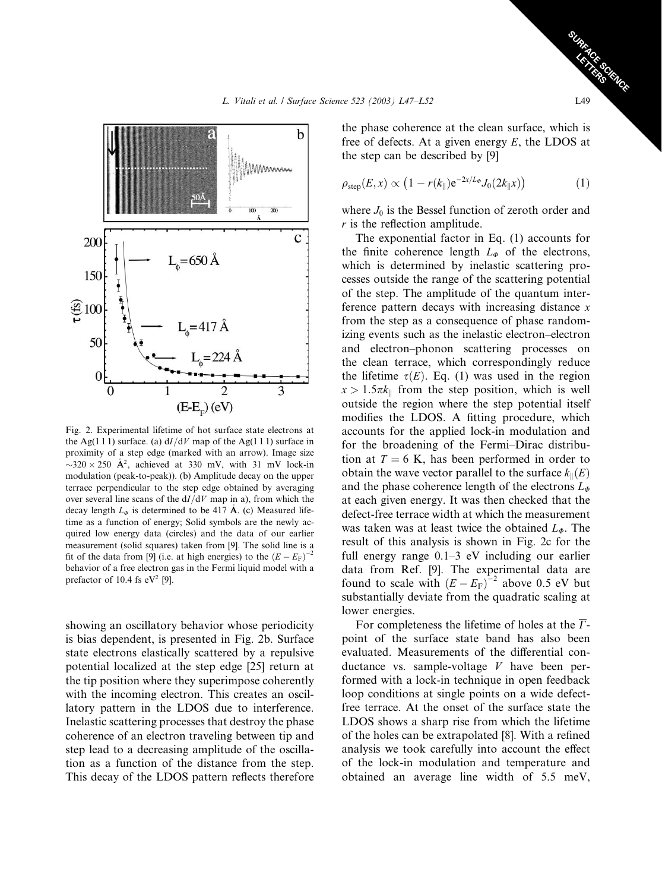Fig. 2. Experimental lifetime of hot surface state electrons at the Ag(1 1 1) surface. (a) $dI/dV$ map of the Ag(1 1 1) surface in proximity of a step edge (marked with an arrow). Image size $\sim 320 \times 250$ Å$^2$, achieved at 330 mV, with 31 mV lock-in modulation (peak-to-peak)). (b) Amplitude decay on the upper terrace perpendicular to the step edge obtained by averaging over several line scans of the $dI/dV$ map in a), from which the decay length $L_\Phi$ is determined to be 417 Å. (c) Measured lifetime as a function of energy; Solid symbols are the newly acquired low energy data (circles) and the data of our earlier measurement (solid squares) taken from [9]. The solid line is a fit of the data from [9] (i.e. at high energies) to the $(E - E_F)^{-2}$ behavior of a free electron gas in the Fermi liquid model with a prefactor of 10.4 fs eV$^2$ [9].

showing an oscillatory behavior whose periodicity is bias dependent, is presented in Fig. 2b. Surface state electrons elastically scattered by a repulsive potential localized at the step edge [25] return at the tip position where they superimpose coherently with the incoming electron. This creates an oscillatory pattern in the LDOS due to interference. Inelastic scattering processes that destroy the phase coherence of an electron traveling between tip and step lead to a decreasing amplitude of the oscillation as a function of the distance from the step. This decay of the LDOS pattern reflects therefore the phase coherence at the clean surface, which is free of defects. At a given energy $E$, the LDOS at the step can be described by [9]

$$\rho_{\text{step}}(E, x) \propto \left(1 - r(k_\parallel) e^{-2x/L_\Phi} J_0(2k_\parallel x)\right) \tag{1}$$

where $J_0$ is the Bessel function of zeroth order and $r$ is the reflection amplitude.

The exponential factor in Eq. (1) accounts for the finite coherence length $L_\Phi$ of the electrons, which is determined by inelastic scattering processes outside the range of the scattering potential of the step. The amplitude of the quantum interference pattern decays with increasing distance $x$ from the step as a consequence of phase randomizing events such as the inelastic electron–electron and electron–phonon scattering processes on the clean terrace, which correspondingly reduce the lifetime $\tau(E)$. Eq. (1) was used in the region $x > 1.5\pi k_\parallel$ from the step position, which is well outside the region where the step potential itself modifies the LDOS. A fitting procedure, which accounts for the applied lock-in modulation and for the broadening of the Fermi–Dirac distribution at $T = 6$ K, has been performed in order to obtain the wave vector parallel to the surface $k_\parallel(E)$ and the phase coherence length of the electrons $L_\Phi$ at each given energy. It was then checked that the defect-free terrace width at which the measurement was taken was at least twice the obtained $L_\Phi$. The result of this analysis is shown in Fig. 2c for the full energy range 0.1–3 eV including our earlier data from Ref. [9]. The experimental data are found to scale with $(E - E_F)^{-2}$ above 0.5 eV but substantially deviate from the quadratic scaling at lower energies.

For completeness the lifetime of holes at the $\overline{\Gamma}$-point of the surface state band has also been evaluated. Measurements of the differential conductance vs. sample-voltage $V$ have been performed with a lock-in technique in open feedback loop conditions at single points on a wide defect-free terrace. At the onset of the surface state the LDOS shows a sharp rise from which the lifetime of the holes can be extrapolated [8]. With a refined analysis we took carefully into account the effect of the lock-in modulation and temperature and obtained an average line width of 5.5 meV,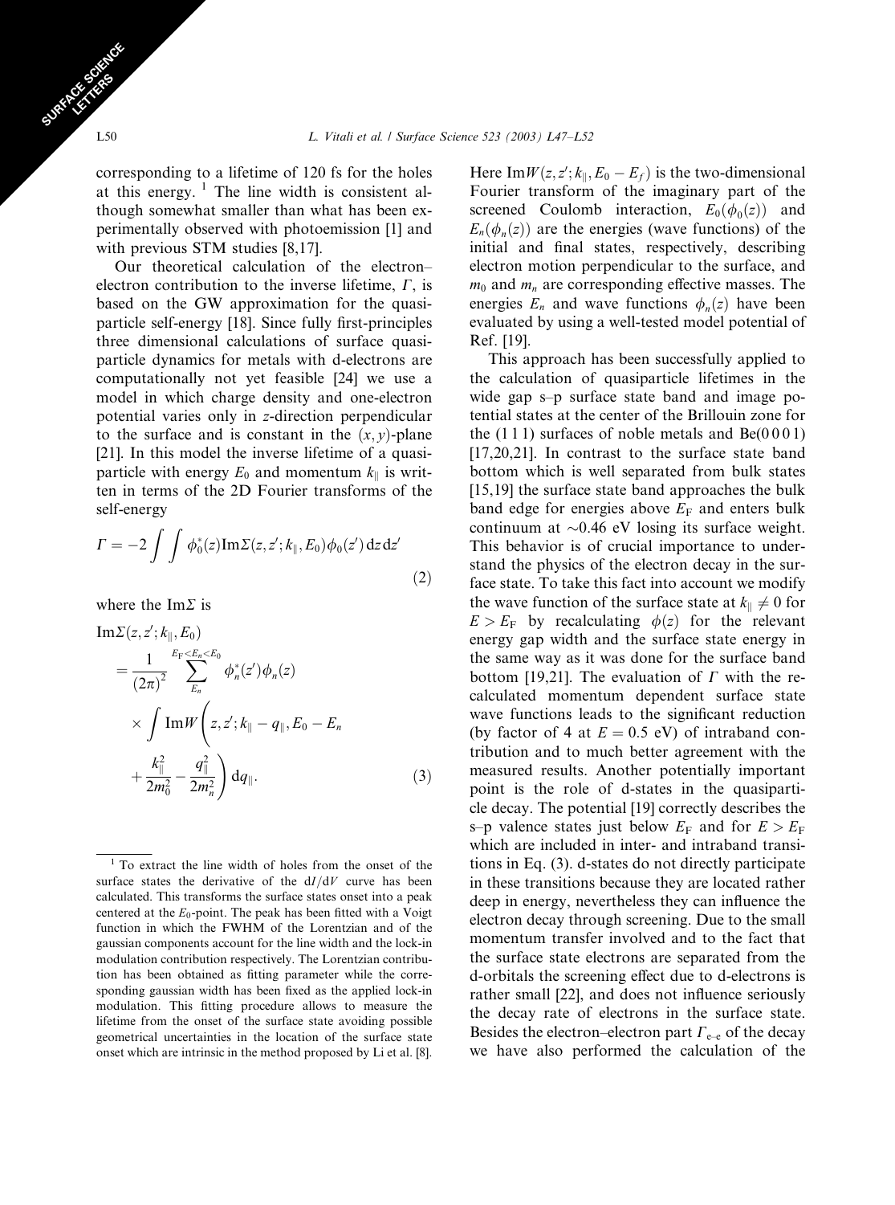corresponding to a lifetime of 120 fs for the holes at this energy. [1] The line width is consistent although somewhat smaller than what has been experimentally observed with photoemission [1] and with previous STM studies [8,17].

Our theoretical calculation of the electron–electron contribution to the inverse lifetime, $\Gamma$, is based on the GW approximation for the quasiparticle self-energy [18]. Since fully first-principles three dimensional calculations of surface quasiparticle dynamics for metals with d-electrons are computationally not yet feasible [24] we use a model in which charge density and one-electron potential varies only in $z$-direction perpendicular to the surface and is constant in the $(x, y)$-plane [21]. In this model the inverse lifetime of a quasiparticle with energy $E_0$ and momentum $k_\parallel$ is written in terms of the 2D Fourier transforms of the self-energy

$$\Gamma = -2 \int \int \phi_0^*(z) \mathrm{Im}\Sigma(z, z'; k_\parallel, E_0) \phi_0(z') \, \mathrm{d}z \, \mathrm{d}z' \tag{2}$$

where the $\mathrm{Im}\Sigma$ is

$$\begin{aligned}\mathrm{Im}\Sigma(z, z'; k_\parallel, E_0) &= \frac{1}{(2\pi)^2} \sum_{E_n}^{E_F < E_n < E_0} \phi_n^*(z') \phi_n(z) \\ &\quad \times \int \mathrm{Im}W\left(z, z'; k_\parallel - q_\parallel, E_0 - E_n + \frac{k_\parallel^2}{2m_0^2} - \frac{q_\parallel^2}{2m_n^2}\right) \mathrm{d}q_\parallel.\end{aligned} \tag{3}$$

Here $\mathrm{Im}W(z, z'; k_\parallel, E_0 - E_f)$ is the two-dimensional Fourier transform of the imaginary part of the screened Coulomb interaction, $E_0(\phi_0(z))$ and $E_n(\phi_n(z))$ are the energies (wave functions) of the initial and final states, respectively, describing electron motion perpendicular to the surface, and $m_0$ and $m_n$ are corresponding effective masses. The energies $E_n$ and wave functions $\phi_n(z)$ have been evaluated by using a well-tested model potential of Ref. [19].

This approach has been successfully applied to the calculation of quasiparticle lifetimes in the wide gap s–p surface state band and image potential states at the center of the Brillouin zone for the (1 1 1) surfaces of noble metals and Be(0 0 0 1) [17,20,21]. In contrast to the surface state band bottom which is well separated from bulk states [15,19] the surface state band approaches the bulk band edge for energies above $E_F$ and enters bulk continuum at ~0.46 eV losing its surface weight. This behavior is of crucial importance to understand the physics of the electron decay in the surface state. To take this fact into account we modify the wave function of the surface state at $k_\parallel \neq 0$ for $E > E_F$ by recalculating $\phi(z)$ for the relevant energy gap width and the surface state energy in the same way as it was done for the surface band bottom [19,21]. The evaluation of $\Gamma$ with the recalculated momentum dependent surface state wave functions leads to the significant reduction (by factor of 4 at $E = 0.5$ eV) of intraband contribution and to much better agreement with the measured results. Another potentially important point is the role of d-states in the quasiparticle decay. The potential [19] correctly describes the s–p valence states just below $E_F$ and for $E > E_F$ which are included in inter- and intraband transitions in Eq. (3). d-states do not directly participate in these transitions because they are located rather deep in energy, nevertheless they can influence the electron decay through screening. Due to the small momentum transfer involved and to the fact that the surface state electrons are separated from the d-orbitals the screening effect due to d-electrons is rather small [22], and does not influence seriously the decay rate of electrons in the surface state. Besides the electron–electron part $\Gamma_{e-e}$ of the decay we have also performed the calculation of the

[1] To extract the line width of holes from the onset of the surface states the derivative of the $dI/dV$ curve has been calculated. This transforms the surface states onset into a peak centered at the $E_0$-point. The peak has been fitted with a Voigt function in which the FWHM of the Lorentzian and of the gaussian components account for the line width and the lock-in modulation contribution respectively. The Lorentzian contribution has been obtained as fitting parameter while the corresponding gaussian width has been fixed as the applied lock-in modulation. This fitting procedure allows to measure the lifetime from the onset of the surface state avoiding possible geometrical uncertainties in the location of the surface state onset which are intrinsic in the method proposed by Li et al. [8].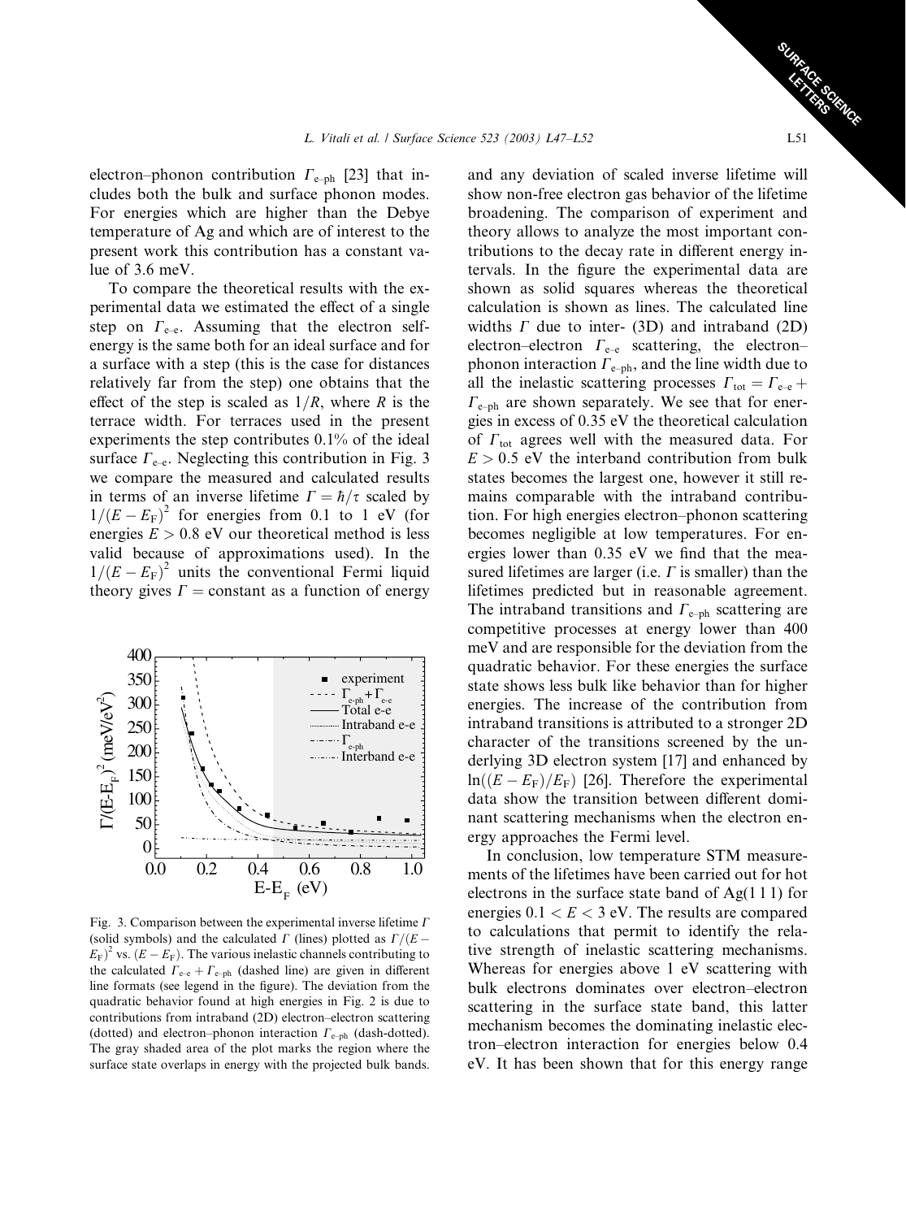electron–phonon contribution $\Gamma_{\text{e–ph}}$ [23] that includes both the bulk and surface phonon modes. For energies which are higher than the Debye temperature of Ag and which are of interest to the present work this contribution has a constant value of 3.6 meV.

To compare the theoretical results with the experimental data we estimated the effect of a single step on $\Gamma_{\text{e–e}}$. Assuming that the electron self-energy is the same both for an ideal surface and for a surface with a step (this is the case for distances relatively far from the step) one obtains that the effect of the step is scaled as $1/R$, where $R$ is the terrace width. For terraces used in the present experiments the step contributes 0.1% of the ideal surface $\Gamma_{\text{e–e}}$. Neglecting this contribution in Fig. 3 we compare the measured and calculated results in terms of an inverse lifetime $\Gamma = \hbar/\tau$ scaled by $1/(E-E_F)^2$ for energies from 0.1 to 1 eV (for energies $E > 0.8$ eV our theoretical method is less valid because of approximations used). In the $1/(E-E_F)^2$ units the conventional Fermi liquid theory gives $\Gamma =$ constant as a function of energy and any deviation of scaled inverse lifetime will show non-free electron gas behavior of the lifetime broadening. The comparison of experiment and theory allows to analyze the most important contributions to the decay rate in different energy intervals. In the figure the experimental data are shown as solid squares whereas the theoretical calculation is shown as lines. The calculated line widths $\Gamma$ due to inter- (3D) and intraband (2D) electron–electron $\Gamma_{\text{e–e}}$ scattering, the electron–phonon interaction $\Gamma_{\text{e–ph}}$, and the line width due to all the inelastic scattering processes $\Gamma_{\text{tot}} = \Gamma_{\text{e–e}} + \Gamma_{\text{e–ph}}$ are shown separately. We see that for energies in excess of 0.35 eV the theoretical calculation of $\Gamma_{\text{tot}}$ agrees well with the measured data. For $E > 0.5$ eV the interband contribution from bulk states becomes the largest one, however it still remains comparable with the intraband contribution. For high energies electron–phonon scattering becomes negligible at low temperatures. For energies lower than 0.35 eV we find that the measured lifetimes are larger (i.e. $\Gamma$ is smaller) than the lifetimes predicted but in reasonable agreement. The intraband transitions and $\Gamma_{\text{e–ph}}$ scattering are competitive processes at energy lower than 400 meV and are responsible for the deviation from the quadratic behavior. For these energies the surface state shows less bulk like behavior than for higher energies. The increase of the contribution from intraband transitions is attributed to a stronger 2D character of the transitions screened by the underlying 3D electron system [17] and enhanced by $\ln((E-E_F)/E_F)$ [26]. Therefore the experimental data show the transition between different dominant scattering mechanisms when the electron energy approaches the Fermi level.

Fig. 3. Comparison between the experimental inverse lifetime $\Gamma$ (solid symbols) and the calculated $\Gamma$ (lines) plotted as $\Gamma/(E-E_F)^2$ vs. $(E-E_F)$. The various inelastic channels contributing to the calculated $\Gamma_{\text{e–e}} + \Gamma_{\text{e–ph}}$ (dashed line) are given in different line formats (see legend in the figure). The deviation from the quadratic behavior found at high energies in Fig. 2 is due to contributions from intraband (2D) electron–electron scattering (dotted) and electron–phonon interaction $\Gamma_{\text{e–ph}}$ (dash-dotted). The gray shaded area of the plot marks the region where the surface state overlaps in energy with the projected bulk bands.

In conclusion, low temperature STM measurements of the lifetimes have been carried out for hot electrons in the surface state band of Ag(1 1 1) for energies $0.1 < E < 3$ eV. The results are compared to calculations that permit to identify the relative strength of inelastic scattering mechanisms. Whereas for energies above 1 eV scattering with bulk electrons dominates over electron–electron scattering in the surface state band, this latter mechanism becomes the dominating inelastic electron–electron interaction for energies below 0.4 eV. It has been shown that for this energy range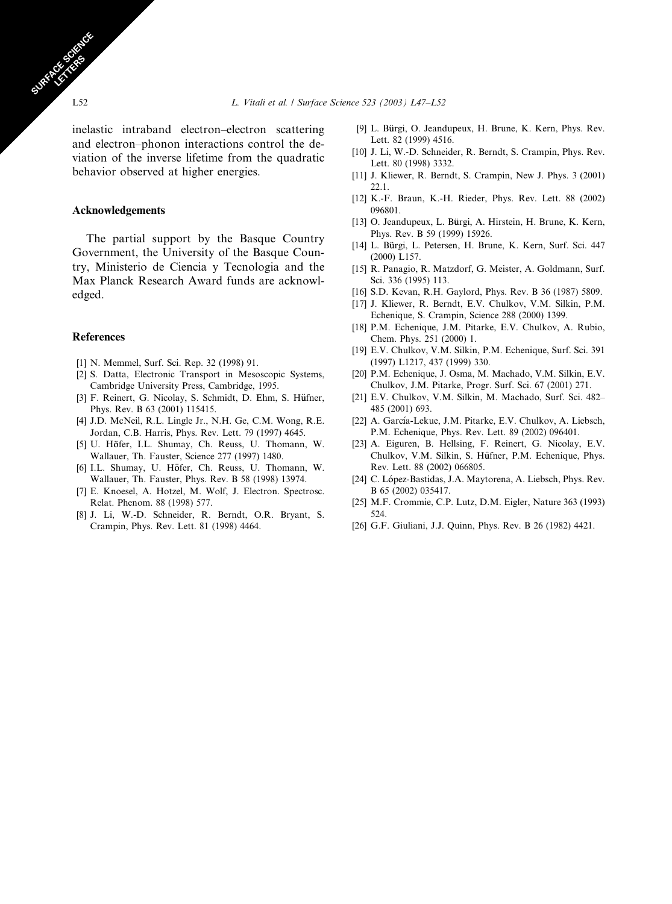inelastic intraband electron–electron scattering and electron–phonon interactions control the deviation of the inverse lifetime from the quadratic behavior observed at higher energies.

## Acknowledgements

The partial support by the Basque Country Government, the University of the Basque Country, Ministerio de Ciencia y Tecnologia and the Max Planck Research Award funds are acknowledged.

## References

[1] N. Memmel, Surf. Sci. Rep. 32 (1998) 91.

[2] S. Datta, Electronic Transport in Mesoscopic Systems, Cambridge University Press, Cambridge, 1995.

[3] F. Reinert, G. Nicolay, S. Schmidt, D. Ehm, S. Hüfner, Phys. Rev. B 63 (2001) 115415.

[4] J.D. McNeil, R.L. Lingle Jr., N.H. Ge, C.M. Wong, R.E. Jordan, C.B. Harris, Phys. Rev. Lett. 79 (1997) 4645.

[5] U. Höfer, I.L. Shumay, Ch. Reuss, U. Thomann, W. Wallauer, Th. Fauster, Science 277 (1997) 1480.

[6] I.L. Shumay, U. Höfer, Ch. Reuss, U. Thomann, W. Wallauer, Th. Fauster, Phys. Rev. B 58 (1998) 13974.

[7] E. Knoesel, A. Hotzel, M. Wolf, J. Electron. Spectrosc. Relat. Phenom. 88 (1998) 577.

[8] J. Li, W.-D. Schneider, R. Berndt, O.R. Bryant, S. Crampin, Phys. Rev. Lett. 81 (1998) 4464.

[9] L. Bürgi, O. Jeandupeux, H. Brune, K. Kern, Phys. Rev. Lett. 82 (1999) 4516.

[10] J. Li, W.-D. Schneider, R. Berndt, S. Crampin, Phys. Rev. Lett. 80 (1998) 3332.

[11] J. Kliewer, R. Berndt, S. Crampin, New J. Phys. 3 (2001) 22.1.

[12] K.-F. Braun, K.-H. Rieder, Phys. Rev. Lett. 88 (2002) 096801.

[13] O. Jeandupeux, L. Bürgi, A. Hirstein, H. Brune, K. Kern, Phys. Rev. B 59 (1999) 15926.

[14] L. Bürgi, L. Petersen, H. Brune, K. Kern, Surf. Sci. 447 (2000) L157.

[15] R. Panagio, R. Matzdorf, G. Meister, A. Goldmann, Surf. Sci. 336 (1995) 113.

[16] S.D. Kevan, R.H. Gaylord, Phys. Rev. B 36 (1987) 5809.

[17] J. Kliewer, R. Berndt, E.V. Chulkov, V.M. Silkin, P.M. Echenique, S. Crampin, Science 288 (2000) 1399.

[18] P.M. Echenique, J.M. Pitarke, E.V. Chulkov, A. Rubio, Chem. Phys. 251 (2000) 1.

[19] E.V. Chulkov, V.M. Silkin, P.M. Echenique, Surf. Sci. 391 (1997) L1217, 437 (1999) 330.

[20] P.M. Echenique, J. Osma, M. Machado, V.M. Silkin, E.V. Chulkov, J.M. Pitarke, Progr. Surf. Sci. 67 (2001) 271.

[21] E.V. Chulkov, V.M. Silkin, M. Machado, Surf. Sci. 482–485 (2001) 693.

[22] A. García-Lekue, J.M. Pitarke, E.V. Chulkov, A. Liebsch, P.M. Echenique, Phys. Rev. Lett. 89 (2002) 096401.

[23] A. Eiguren, B. Hellsing, F. Reinert, G. Nicolay, E.V. Chulkov, V.M. Silkin, S. Hüfner, P.M. Echenique, Phys. Rev. Lett. 88 (2002) 066805.

[24] C. López-Bastidas, J.A. Maytorena, A. Liebsch, Phys. Rev. B 65 (2002) 035417.

[25] M.F. Crommie, C.P. Lutz, D.M. Eigler, Nature 363 (1993) 524.

[26] G.F. Giuliani, J.J. Quinn, Phys. Rev. B 26 (1982) 4421.